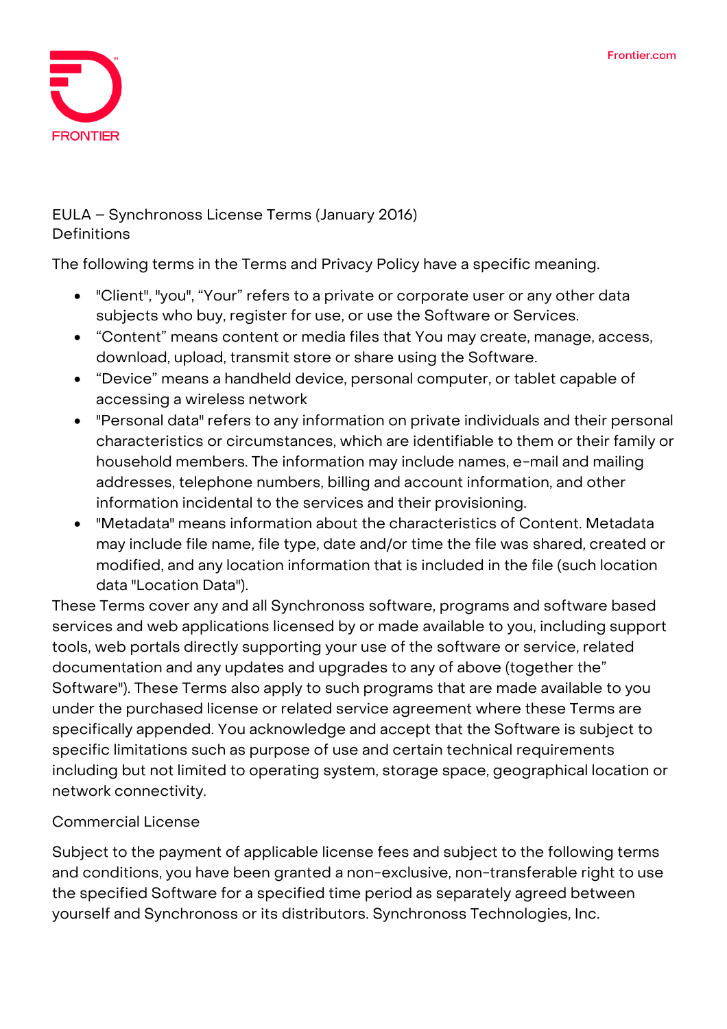# EULA – Synchronoss License Terms (January 2016)

## Definitions

The following terms in the Terms and Privacy Policy have a specific meaning.

- "Client", "you", "Your" refers to a private or corporate user or any other data subjects who buy, register for use, or use the Software or Services.
- "Content" means content or media files that You may create, manage, access, download, upload, transmit store or share using the Software.
- "Device" means a handheld device, personal computer, or tablet capable of accessing a wireless network
- "Personal data" refers to any information on private individuals and their personal characteristics or circumstances, which are identifiable to them or their family or household members. The information may include names, e-mail and mailing addresses, telephone numbers, billing and account information, and other information incidental to the services and their provisioning.
- "Metadata" means information about the characteristics of Content. Metadata may include file name, file type, date and/or time the file was shared, created or modified, and any location information that is included in the file (such location data "Location Data").

These Terms cover any and all Synchronoss software, programs and software based services and web applications licensed by or made available to you, including support tools, web portals directly supporting your use of the software or service, related documentation and any updates and upgrades to any of above (together the" Software"). These Terms also apply to such programs that are made available to you under the purchased license or related service agreement where these Terms are specifically appended. You acknowledge and accept that the Software is subject to specific limitations such as purpose of use and certain technical requirements including but not limited to operating system, storage space, geographical location or network connectivity.

## Commercial License

Subject to the payment of applicable license fees and subject to the following terms and conditions, you have been granted a non-exclusive, non-transferable right to use the specified Software for a specified time period as separately agreed between yourself and Synchronoss or its distributors. Synchronoss Technologies, Inc.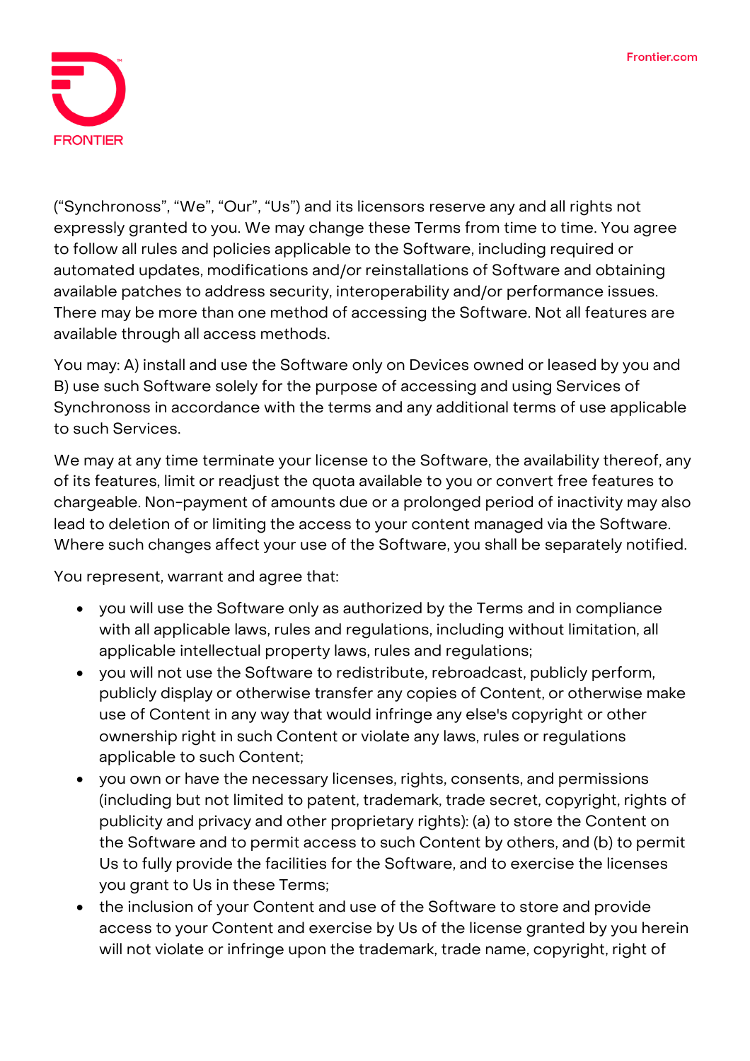("Synchronoss", "We", "Our", "Us") and its licensors reserve any and all rights not expressly granted to you. We may change these Terms from time to time. You agree to follow all rules and policies applicable to the Software, including required or automated updates, modifications and/or reinstallations of Software and obtaining available patches to address security, interoperability and/or performance issues. There may be more than one method of accessing the Software. Not all features are available through all access methods.

You may: A) install and use the Software only on Devices owned or leased by you and B) use such Software solely for the purpose of accessing and using Services of Synchronoss in accordance with the terms and any additional terms of use applicable to such Services.

We may at any time terminate your license to the Software, the availability thereof, any of its features, limit or readjust the quota available to you or convert free features to chargeable. Non-payment of amounts due or a prolonged period of inactivity may also lead to deletion of or limiting the access to your content managed via the Software. Where such changes affect your use of the Software, you shall be separately notified.

You represent, warrant and agree that:

- you will use the Software only as authorized by the Terms and in compliance with all applicable laws, rules and regulations, including without limitation, all applicable intellectual property laws, rules and regulations;
- you will not use the Software to redistribute, rebroadcast, publicly perform, publicly display or otherwise transfer any copies of Content, or otherwise make use of Content in any way that would infringe any else's copyright or other ownership right in such Content or violate any laws, rules or regulations applicable to such Content;
- you own or have the necessary licenses, rights, consents, and permissions (including but not limited to patent, trademark, trade secret, copyright, rights of publicity and privacy and other proprietary rights): (a) to store the Content on the Software and to permit access to such Content by others, and (b) to permit Us to fully provide the facilities for the Software, and to exercise the licenses you grant to Us in these Terms;
- the inclusion of your Content and use of the Software to store and provide access to your Content and exercise by Us of the license granted by you herein will not violate or infringe upon the trademark, trade name, copyright, right of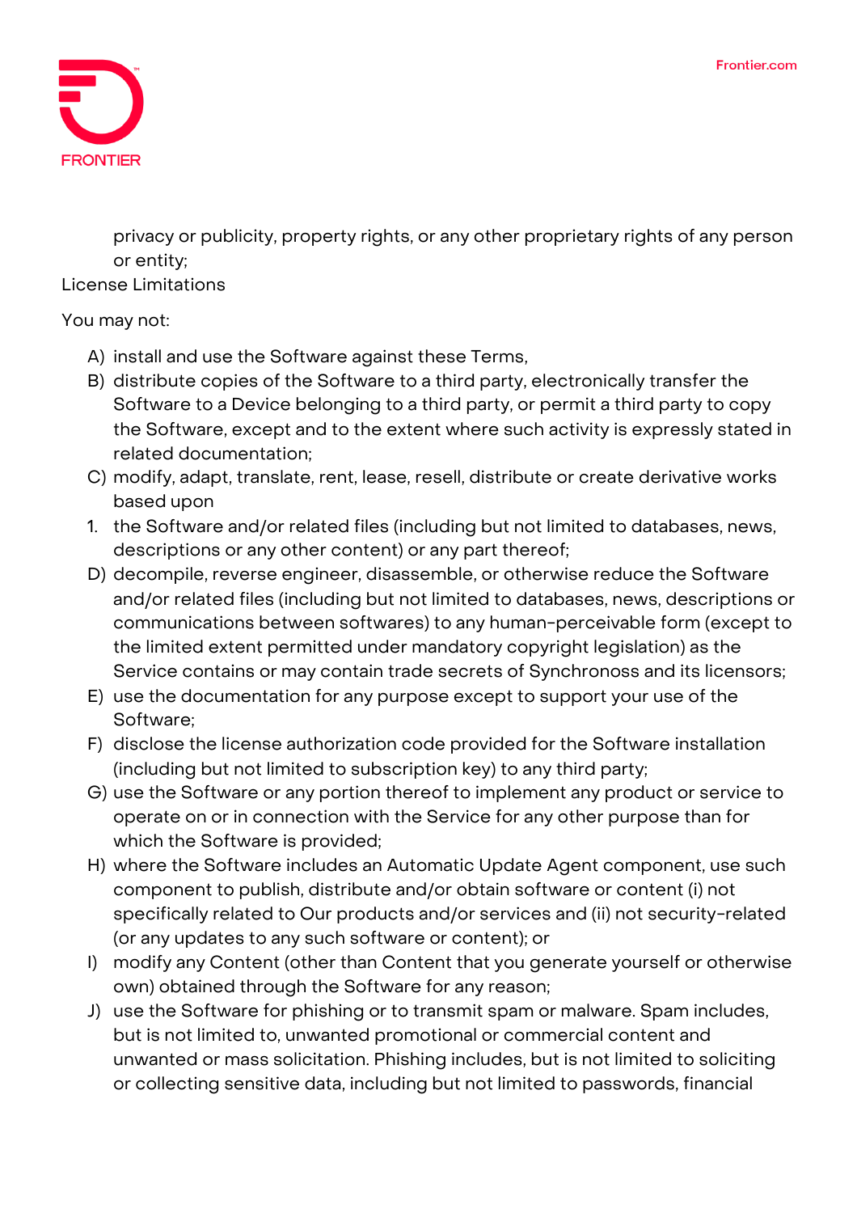privacy or publicity, property rights, or any other proprietary rights of any person or entity;

License Limitations

You may not:

A) install and use the Software against these Terms,
B) distribute copies of the Software to a third party, electronically transfer the Software to a Device belonging to a third party, or permit a third party to copy the Software, except and to the extent where such activity is expressly stated in related documentation;
C) modify, adapt, translate, rent, lease, resell, distribute or create derivative works based upon
1. the Software and/or related files (including but not limited to databases, news, descriptions or any other content) or any part thereof;

D) decompile, reverse engineer, disassemble, or otherwise reduce the Software and/or related files (including but not limited to databases, news, descriptions or communications between softwares) to any human-perceivable form (except to the limited extent permitted under mandatory copyright legislation) as the Service contains or may contain trade secrets of Synchronoss and its licensors;
E) use the documentation for any purpose except to support your use of the Software;
F) disclose the license authorization code provided for the Software installation (including but not limited to subscription key) to any third party;
G) use the Software or any portion thereof to implement any product or service to operate on or in connection with the Service for any other purpose than for which the Software is provided;
H) where the Software includes an Automatic Update Agent component, use such component to publish, distribute and/or obtain software or content (i) not specifically related to Our products and/or services and (ii) not security-related (or any updates to any such software or content); or
I) modify any Content (other than Content that you generate yourself or otherwise own) obtained through the Software for any reason;
J) use the Software for phishing or to transmit spam or malware. Spam includes, but is not limited to, unwanted promotional or commercial content and unwanted or mass solicitation. Phishing includes, but is not limited to soliciting or collecting sensitive data, including but not limited to passwords, financial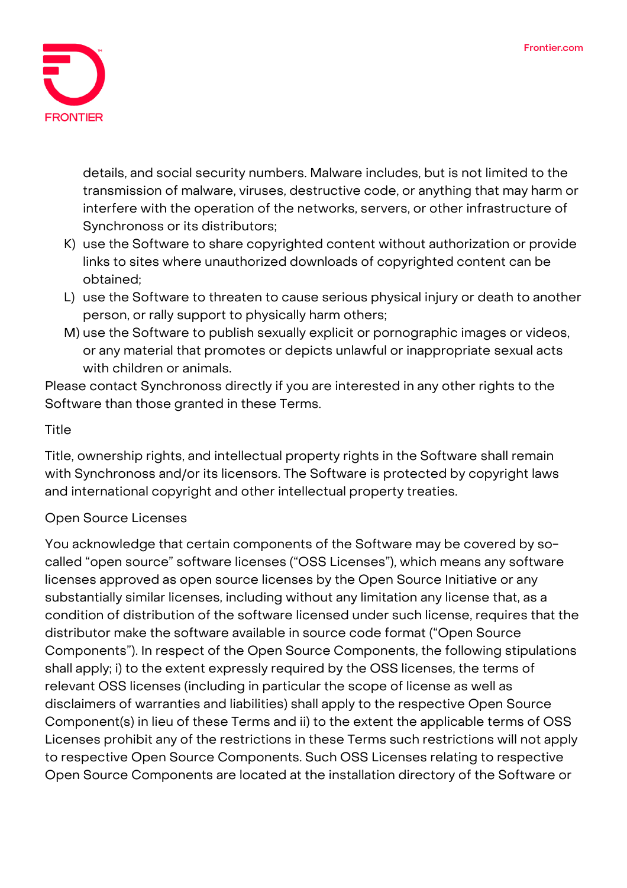details, and social security numbers. Malware includes, but is not limited to the transmission of malware, viruses, destructive code, or anything that may harm or interfere with the operation of the networks, servers, or other infrastructure of Synchronoss or its distributors;

K) use the Software to share copyrighted content without authorization or provide links to sites where unauthorized downloads of copyrighted content can be obtained;

L) use the Software to threaten to cause serious physical injury or death to another person, or rally support to physically harm others;

M) use the Software to publish sexually explicit or pornographic images or videos, or any material that promotes or depicts unlawful or inappropriate sexual acts with children or animals.

Please contact Synchronoss directly if you are interested in any other rights to the Software than those granted in these Terms.

Title

Title, ownership rights, and intellectual property rights in the Software shall remain with Synchronoss and/or its licensors. The Software is protected by copyright laws and international copyright and other intellectual property treaties.

Open Source Licenses

You acknowledge that certain components of the Software may be covered by so-called "open source" software licenses ("OSS Licenses"), which means any software licenses approved as open source licenses by the Open Source Initiative or any substantially similar licenses, including without any limitation any license that, as a condition of distribution of the software licensed under such license, requires that the distributor make the software available in source code format ("Open Source Components"). In respect of the Open Source Components, the following stipulations shall apply; i) to the extent expressly required by the OSS licenses, the terms of relevant OSS licenses (including in particular the scope of license as well as disclaimers of warranties and liabilities) shall apply to the respective Open Source Component(s) in lieu of these Terms and ii) to the extent the applicable terms of OSS Licenses prohibit any of the restrictions in these Terms such restrictions will not apply to respective Open Source Components. Such OSS Licenses relating to respective Open Source Components are located at the installation directory of the Software or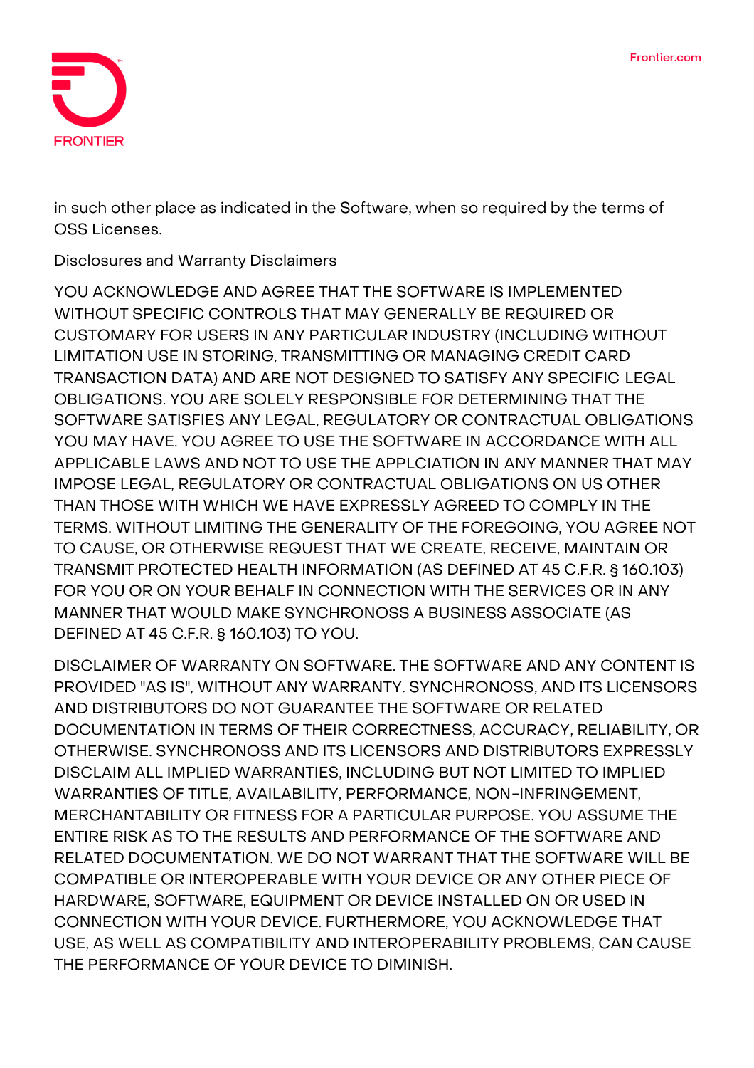in such other place as indicated in the Software, when so required by the terms of OSS Licenses.

## Disclosures and Warranty Disclaimers

YOU ACKNOWLEDGE AND AGREE THAT THE SOFTWARE IS IMPLEMENTED WITHOUT SPECIFIC CONTROLS THAT MAY GENERALLY BE REQUIRED OR CUSTOMARY FOR USERS IN ANY PARTICULAR INDUSTRY (INCLUDING WITHOUT LIMITATION USE IN STORING, TRANSMITTING OR MANAGING CREDIT CARD TRANSACTION DATA) AND ARE NOT DESIGNED TO SATISFY ANY SPECIFIC LEGAL OBLIGATIONS. YOU ARE SOLELY RESPONSIBLE FOR DETERMINING THAT THE SOFTWARE SATISFIES ANY LEGAL, REGULATORY OR CONTRACTUAL OBLIGATIONS YOU MAY HAVE. YOU AGREE TO USE THE SOFTWARE IN ACCORDANCE WITH ALL APPLICABLE LAWS AND NOT TO USE THE APPLCIATION IN ANY MANNER THAT MAY IMPOSE LEGAL, REGULATORY OR CONTRACTUAL OBLIGATIONS ON US OTHER THAN THOSE WITH WHICH WE HAVE EXPRESSLY AGREED TO COMPLY IN THE TERMS. WITHOUT LIMITING THE GENERALITY OF THE FOREGOING, YOU AGREE NOT TO CAUSE, OR OTHERWISE REQUEST THAT WE CREATE, RECEIVE, MAINTAIN OR TRANSMIT PROTECTED HEALTH INFORMATION (AS DEFINED AT 45 C.F.R. § 160.103) FOR YOU OR ON YOUR BEHALF IN CONNECTION WITH THE SERVICES OR IN ANY MANNER THAT WOULD MAKE SYNCHRONOSS A BUSINESS ASSOCIATE (AS DEFINED AT 45 C.F.R. § 160.103) TO YOU.

DISCLAIMER OF WARRANTY ON SOFTWARE. THE SOFTWARE AND ANY CONTENT IS PROVIDED "AS IS", WITHOUT ANY WARRANTY. SYNCHRONOSS, AND ITS LICENSORS AND DISTRIBUTORS DO NOT GUARANTEE THE SOFTWARE OR RELATED DOCUMENTATION IN TERMS OF THEIR CORRECTNESS, ACCURACY, RELIABILITY, OR OTHERWISE. SYNCHRONOSS AND ITS LICENSORS AND DISTRIBUTORS EXPRESSLY DISCLAIM ALL IMPLIED WARRANTIES, INCLUDING BUT NOT LIMITED TO IMPLIED WARRANTIES OF TITLE, AVAILABILITY, PERFORMANCE, NON-INFRINGEMENT, MERCHANTABILITY OR FITNESS FOR A PARTICULAR PURPOSE. YOU ASSUME THE ENTIRE RISK AS TO THE RESULTS AND PERFORMANCE OF THE SOFTWARE AND RELATED DOCUMENTATION. WE DO NOT WARRANT THAT THE SOFTWARE WILL BE COMPATIBLE OR INTEROPERABLE WITH YOUR DEVICE OR ANY OTHER PIECE OF HARDWARE, SOFTWARE, EQUIPMENT OR DEVICE INSTALLED ON OR USED IN CONNECTION WITH YOUR DEVICE. FURTHERMORE, YOU ACKNOWLEDGE THAT USE, AS WELL AS COMPATIBILITY AND INTEROPERABILITY PROBLEMS, CAN CAUSE THE PERFORMANCE OF YOUR DEVICE TO DIMINISH.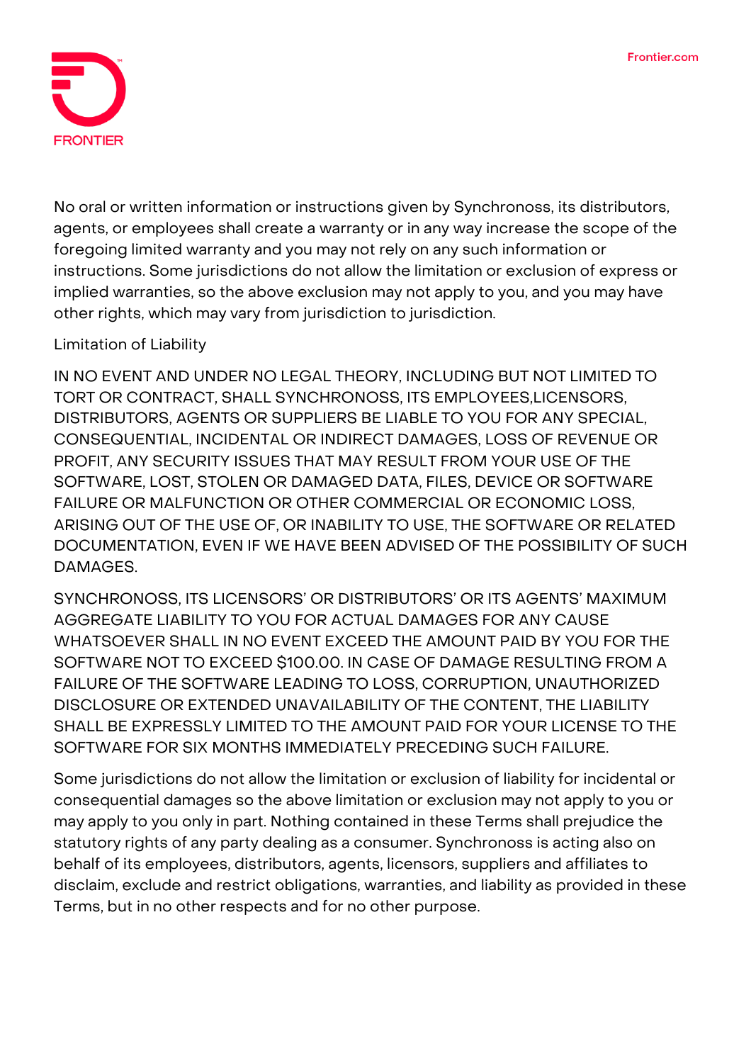No oral or written information or instructions given by Synchronoss, its distributors, agents, or employees shall create a warranty or in any way increase the scope of the foregoing limited warranty and you may not rely on any such information or instructions. Some jurisdictions do not allow the limitation or exclusion of express or implied warranties, so the above exclusion may not apply to you, and you may have other rights, which may vary from jurisdiction to jurisdiction.

## Limitation of Liability

IN NO EVENT AND UNDER NO LEGAL THEORY, INCLUDING BUT NOT LIMITED TO TORT OR CONTRACT, SHALL SYNCHRONOSS, ITS EMPLOYEES,LICENSORS, DISTRIBUTORS, AGENTS OR SUPPLIERS BE LIABLE TO YOU FOR ANY SPECIAL, CONSEQUENTIAL, INCIDENTAL OR INDIRECT DAMAGES, LOSS OF REVENUE OR PROFIT, ANY SECURITY ISSUES THAT MAY RESULT FROM YOUR USE OF THE SOFTWARE, LOST, STOLEN OR DAMAGED DATA, FILES, DEVICE OR SOFTWARE FAILURE OR MALFUNCTION OR OTHER COMMERCIAL OR ECONOMIC LOSS, ARISING OUT OF THE USE OF, OR INABILITY TO USE, THE SOFTWARE OR RELATED DOCUMENTATION, EVEN IF WE HAVE BEEN ADVISED OF THE POSSIBILITY OF SUCH DAMAGES.

SYNCHRONOSS, ITS LICENSORS' OR DISTRIBUTORS' OR ITS AGENTS' MAXIMUM AGGREGATE LIABILITY TO YOU FOR ACTUAL DAMAGES FOR ANY CAUSE WHATSOEVER SHALL IN NO EVENT EXCEED THE AMOUNT PAID BY YOU FOR THE SOFTWARE NOT TO EXCEED $100.00. IN CASE OF DAMAGE RESULTING FROM A FAILURE OF THE SOFTWARE LEADING TO LOSS, CORRUPTION, UNAUTHORIZED DISCLOSURE OR EXTENDED UNAVAILABILITY OF THE CONTENT, THE LIABILITY SHALL BE EXPRESSLY LIMITED TO THE AMOUNT PAID FOR YOUR LICENSE TO THE SOFTWARE FOR SIX MONTHS IMMEDIATELY PRECEDING SUCH FAILURE.

Some jurisdictions do not allow the limitation or exclusion of liability for incidental or consequential damages so the above limitation or exclusion may not apply to you or may apply to you only in part. Nothing contained in these Terms shall prejudice the statutory rights of any party dealing as a consumer. Synchronoss is acting also on behalf of its employees, distributors, agents, licensors, suppliers and affiliates to disclaim, exclude and restrict obligations, warranties, and liability as provided in these Terms, but in no other respects and for no other purpose.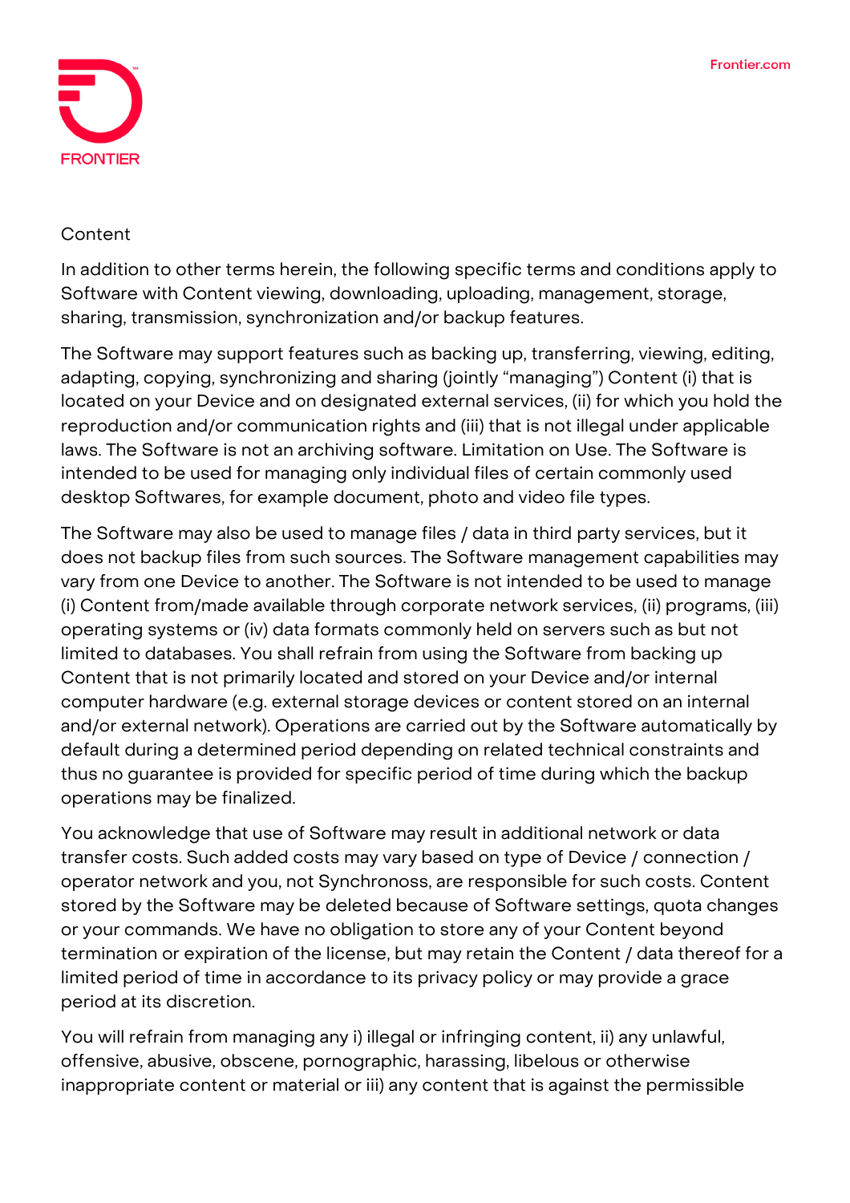Content

In addition to other terms herein, the following specific terms and conditions apply to Software with Content viewing, downloading, uploading, management, storage, sharing, transmission, synchronization and/or backup features.

The Software may support features such as backing up, transferring, viewing, editing, adapting, copying, synchronizing and sharing (jointly "managing") Content (i) that is located on your Device and on designated external services, (ii) for which you hold the reproduction and/or communication rights and (iii) that is not illegal under applicable laws. The Software is not an archiving software. Limitation on Use. The Software is intended to be used for managing only individual files of certain commonly used desktop Softwares, for example document, photo and video file types.

The Software may also be used to manage files / data in third party services, but it does not backup files from such sources. The Software management capabilities may vary from one Device to another. The Software is not intended to be used to manage (i) Content from/made available through corporate network services, (ii) programs, (iii) operating systems or (iv) data formats commonly held on servers such as but not limited to databases. You shall refrain from using the Software from backing up Content that is not primarily located and stored on your Device and/or internal computer hardware (e.g. external storage devices or content stored on an internal and/or external network). Operations are carried out by the Software automatically by default during a determined period depending on related technical constraints and thus no guarantee is provided for specific period of time during which the backup operations may be finalized.

You acknowledge that use of Software may result in additional network or data transfer costs. Such added costs may vary based on type of Device / connection / operator network and you, not Synchronoss, are responsible for such costs. Content stored by the Software may be deleted because of Software settings, quota changes or your commands. We have no obligation to store any of your Content beyond termination or expiration of the license, but may retain the Content / data thereof for a limited period of time in accordance to its privacy policy or may provide a grace period at its discretion.

You will refrain from managing any i) illegal or infringing content, ii) any unlawful, offensive, abusive, obscene, pornographic, harassing, libelous or otherwise inappropriate content or material or iii) any content that is against the permissible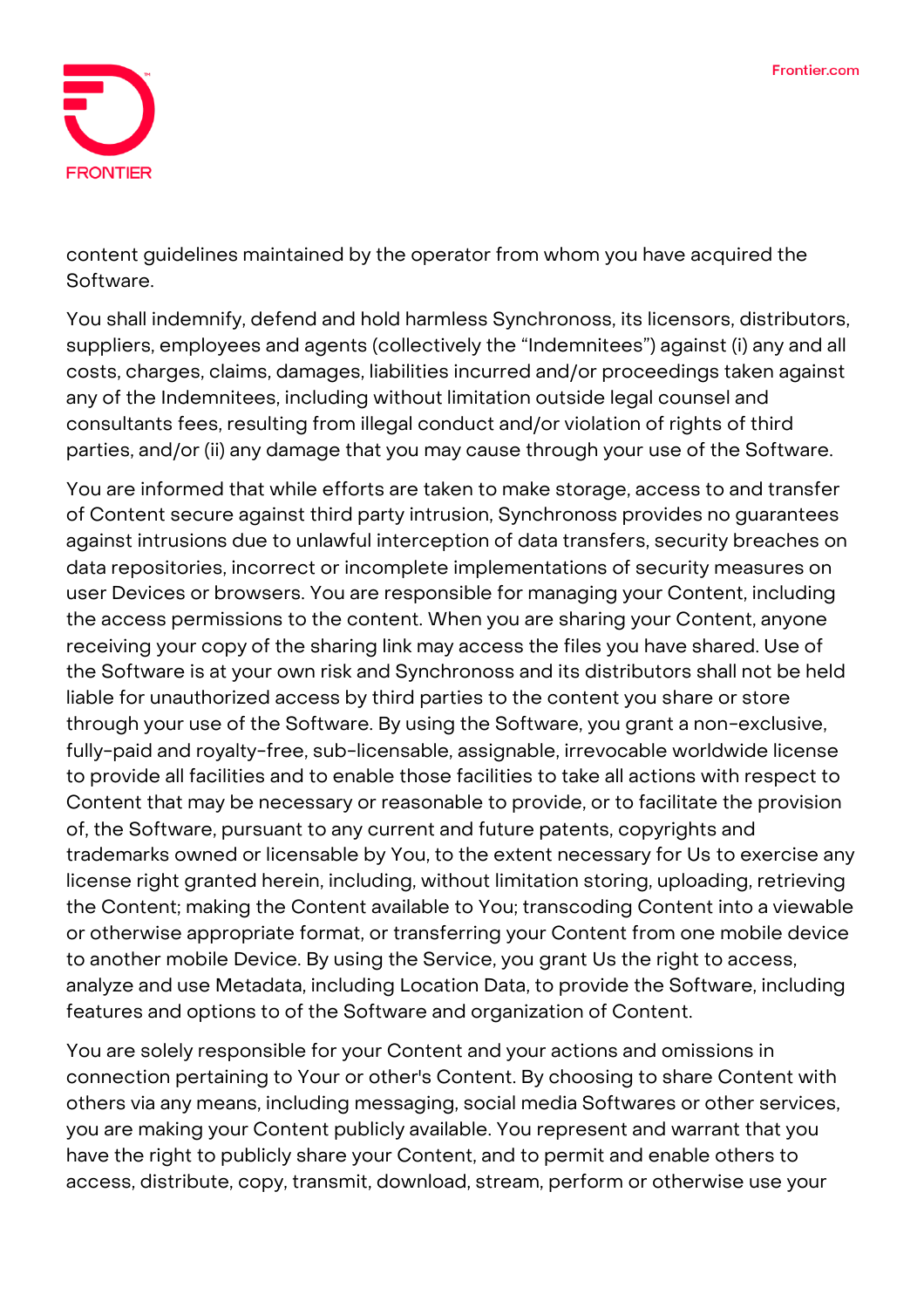content guidelines maintained by the operator from whom you have acquired the Software.

You shall indemnify, defend and hold harmless Synchronoss, its licensors, distributors, suppliers, employees and agents (collectively the "Indemnitees") against (i) any and all costs, charges, claims, damages, liabilities incurred and/or proceedings taken against any of the Indemnitees, including without limitation outside legal counsel and consultants fees, resulting from illegal conduct and/or violation of rights of third parties, and/or (ii) any damage that you may cause through your use of the Software.

You are informed that while efforts are taken to make storage, access to and transfer of Content secure against third party intrusion, Synchronoss provides no guarantees against intrusions due to unlawful interception of data transfers, security breaches on data repositories, incorrect or incomplete implementations of security measures on user Devices or browsers. You are responsible for managing your Content, including the access permissions to the content. When you are sharing your Content, anyone receiving your copy of the sharing link may access the files you have shared. Use of the Software is at your own risk and Synchronoss and its distributors shall not be held liable for unauthorized access by third parties to the content you share or store through your use of the Software. By using the Software, you grant a non-exclusive, fully-paid and royalty-free, sub-licensable, assignable, irrevocable worldwide license to provide all facilities and to enable those facilities to take all actions with respect to Content that may be necessary or reasonable to provide, or to facilitate the provision of, the Software, pursuant to any current and future patents, copyrights and trademarks owned or licensable by You, to the extent necessary for Us to exercise any license right granted herein, including, without limitation storing, uploading, retrieving the Content; making the Content available to You; transcoding Content into a viewable or otherwise appropriate format, or transferring your Content from one mobile device to another mobile Device. By using the Service, you grant Us the right to access, analyze and use Metadata, including Location Data, to provide the Software, including features and options to of the Software and organization of Content.

You are solely responsible for your Content and your actions and omissions in connection pertaining to Your or other's Content. By choosing to share Content with others via any means, including messaging, social media Softwares or other services, you are making your Content publicly available. You represent and warrant that you have the right to publicly share your Content, and to permit and enable others to access, distribute, copy, transmit, download, stream, perform or otherwise use your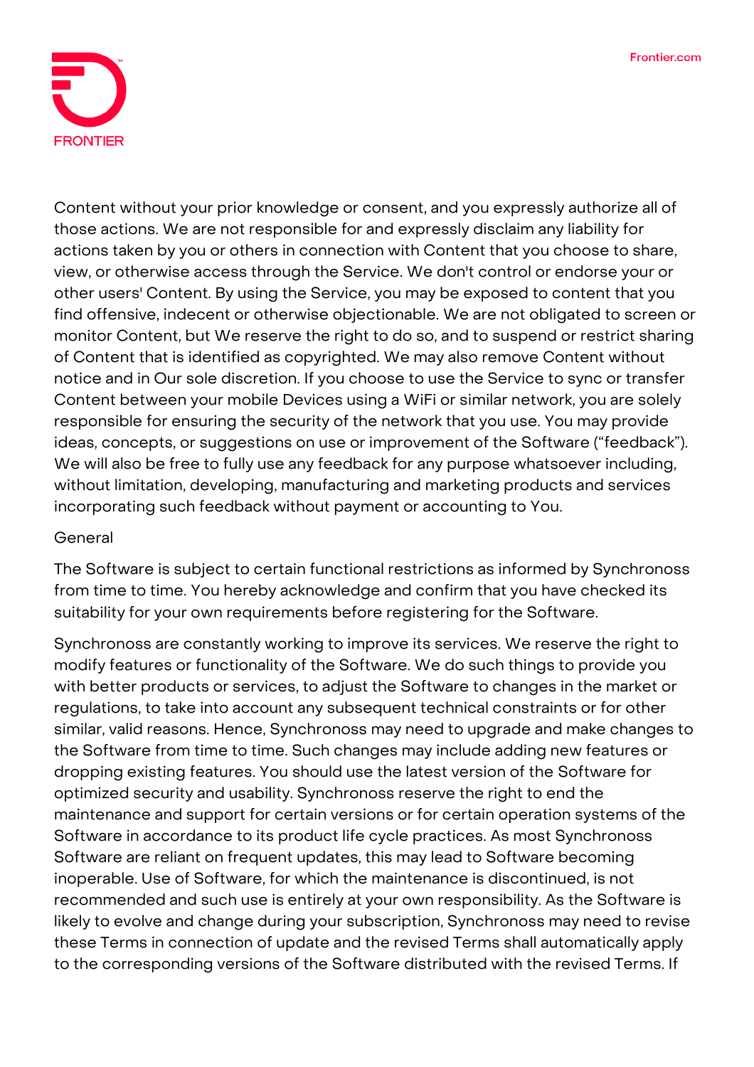Content without your prior knowledge or consent, and you expressly authorize all of those actions. We are not responsible for and expressly disclaim any liability for actions taken by you or others in connection with Content that you choose to share, view, or otherwise access through the Service. We don't control or endorse your or other users' Content. By using the Service, you may be exposed to content that you find offensive, indecent or otherwise objectionable. We are not obligated to screen or monitor Content, but We reserve the right to do so, and to suspend or restrict sharing of Content that is identified as copyrighted. We may also remove Content without notice and in Our sole discretion. If you choose to use the Service to sync or transfer Content between your mobile Devices using a WiFi or similar network, you are solely responsible for ensuring the security of the network that you use. You may provide ideas, concepts, or suggestions on use or improvement of the Software ("feedback"). We will also be free to fully use any feedback for any purpose whatsoever including, without limitation, developing, manufacturing and marketing products and services incorporating such feedback without payment or accounting to You.

General

The Software is subject to certain functional restrictions as informed by Synchronoss from time to time. You hereby acknowledge and confirm that you have checked its suitability for your own requirements before registering for the Software.

Synchronoss are constantly working to improve its services. We reserve the right to modify features or functionality of the Software. We do such things to provide you with better products or services, to adjust the Software to changes in the market or regulations, to take into account any subsequent technical constraints or for other similar, valid reasons. Hence, Synchronoss may need to upgrade and make changes to the Software from time to time. Such changes may include adding new features or dropping existing features. You should use the latest version of the Software for optimized security and usability. Synchronoss reserve the right to end the maintenance and support for certain versions or for certain operation systems of the Software in accordance to its product life cycle practices. As most Synchronoss Software are reliant on frequent updates, this may lead to Software becoming inoperable. Use of Software, for which the maintenance is discontinued, is not recommended and such use is entirely at your own responsibility. As the Software is likely to evolve and change during your subscription, Synchronoss may need to revise these Terms in connection of update and the revised Terms shall automatically apply to the corresponding versions of the Software distributed with the revised Terms. If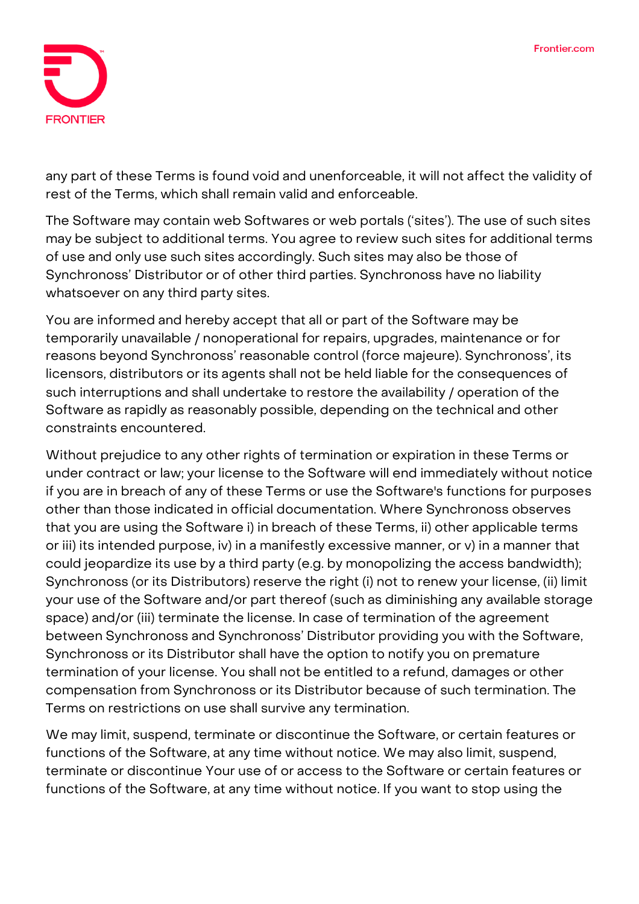any part of these Terms is found void and unenforceable, it will not affect the validity of rest of the Terms, which shall remain valid and enforceable.

The Software may contain web Softwares or web portals ('sites'). The use of such sites may be subject to additional terms. You agree to review such sites for additional terms of use and only use such sites accordingly. Such sites may also be those of Synchronoss' Distributor or of other third parties. Synchronoss have no liability whatsoever on any third party sites.

You are informed and hereby accept that all or part of the Software may be temporarily unavailable / nonoperational for repairs, upgrades, maintenance or for reasons beyond Synchronoss' reasonable control (force majeure). Synchronoss', its licensors, distributors or its agents shall not be held liable for the consequences of such interruptions and shall undertake to restore the availability / operation of the Software as rapidly as reasonably possible, depending on the technical and other constraints encountered.

Without prejudice to any other rights of termination or expiration in these Terms or under contract or law; your license to the Software will end immediately without notice if you are in breach of any of these Terms or use the Software's functions for purposes other than those indicated in official documentation. Where Synchronoss observes that you are using the Software i) in breach of these Terms, ii) other applicable terms or iii) its intended purpose, iv) in a manifestly excessive manner, or v) in a manner that could jeopardize its use by a third party (e.g. by monopolizing the access bandwidth); Synchronoss (or its Distributors) reserve the right (i) not to renew your license, (ii) limit your use of the Software and/or part thereof (such as diminishing any available storage space) and/or (iii) terminate the license. In case of termination of the agreement between Synchronoss and Synchronoss' Distributor providing you with the Software, Synchronoss or its Distributor shall have the option to notify you on premature termination of your license. You shall not be entitled to a refund, damages or other compensation from Synchronoss or its Distributor because of such termination. The Terms on restrictions on use shall survive any termination.

We may limit, suspend, terminate or discontinue the Software, or certain features or functions of the Software, at any time without notice. We may also limit, suspend, terminate or discontinue Your use of or access to the Software or certain features or functions of the Software, at any time without notice. If you want to stop using the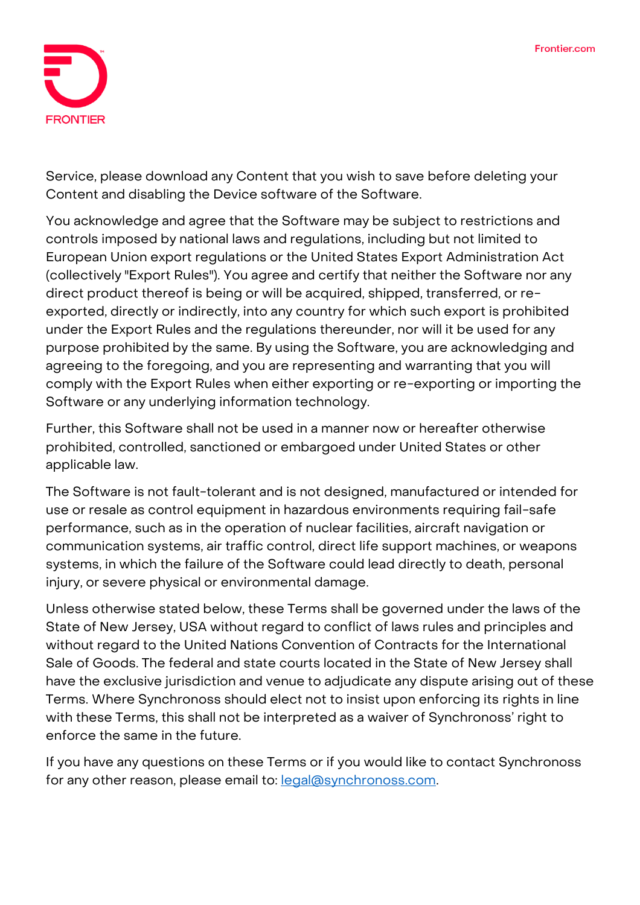Service, please download any Content that you wish to save before deleting your Content and disabling the Device software of the Software.

You acknowledge and agree that the Software may be subject to restrictions and controls imposed by national laws and regulations, including but not limited to European Union export regulations or the United States Export Administration Act (collectively "Export Rules"). You agree and certify that neither the Software nor any direct product thereof is being or will be acquired, shipped, transferred, or re-exported, directly or indirectly, into any country for which such export is prohibited under the Export Rules and the regulations thereunder, nor will it be used for any purpose prohibited by the same. By using the Software, you are acknowledging and agreeing to the foregoing, and you are representing and warranting that you will comply with the Export Rules when either exporting or re-exporting or importing the Software or any underlying information technology.

Further, this Software shall not be used in a manner now or hereafter otherwise prohibited, controlled, sanctioned or embargoed under United States or other applicable law.

The Software is not fault-tolerant and is not designed, manufactured or intended for use or resale as control equipment in hazardous environments requiring fail-safe performance, such as in the operation of nuclear facilities, aircraft navigation or communication systems, air traffic control, direct life support machines, or weapons systems, in which the failure of the Software could lead directly to death, personal injury, or severe physical or environmental damage.

Unless otherwise stated below, these Terms shall be governed under the laws of the State of New Jersey, USA without regard to conflict of laws rules and principles and without regard to the United Nations Convention of Contracts for the International Sale of Goods. The federal and state courts located in the State of New Jersey shall have the exclusive jurisdiction and venue to adjudicate any dispute arising out of these Terms. Where Synchronoss should elect not to insist upon enforcing its rights in line with these Terms, this shall not be interpreted as a waiver of Synchronoss' right to enforce the same in the future.

If you have any questions on these Terms or if you would like to contact Synchronoss for any other reason, please email to: [legal@synchronoss.com](mailto:legal@synchronoss.com).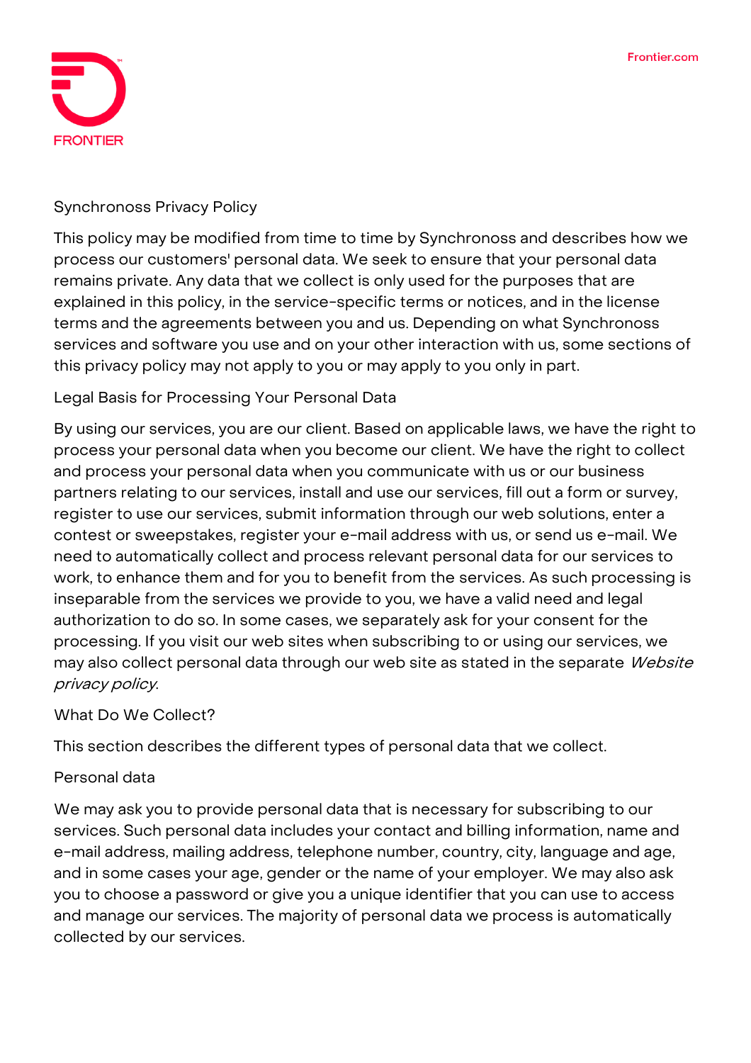## Synchronoss Privacy Policy

This policy may be modified from time to time by Synchronoss and describes how we process our customers' personal data. We seek to ensure that your personal data remains private. Any data that we collect is only used for the purposes that are explained in this policy, in the service-specific terms or notices, and in the license terms and the agreements between you and us. Depending on what Synchronoss services and software you use and on your other interaction with us, some sections of this privacy policy may not apply to you or may apply to you only in part.

### Legal Basis for Processing Your Personal Data

By using our services, you are our client. Based on applicable laws, we have the right to process your personal data when you become our client. We have the right to collect and process your personal data when you communicate with us or our business partners relating to our services, install and use our services, fill out a form or survey, register to use our services, submit information through our web solutions, enter a contest or sweepstakes, register your e-mail address with us, or send us e-mail. We need to automatically collect and process relevant personal data for our services to work, to enhance them and for you to benefit from the services. As such processing is inseparable from the services we provide to you, we have a valid need and legal authorization to do so. In some cases, we separately ask for your consent for the processing. If you visit our web sites when subscribing to or using our services, we may also collect personal data through our web site as stated in the separate *Website privacy policy*.

### What Do We Collect?

This section describes the different types of personal data that we collect.

#### Personal data

We may ask you to provide personal data that is necessary for subscribing to our services. Such personal data includes your contact and billing information, name and e-mail address, mailing address, telephone number, country, city, language and age, and in some cases your age, gender or the name of your employer. We may also ask you to choose a password or give you a unique identifier that you can use to access and manage our services. The majority of personal data we process is automatically collected by our services.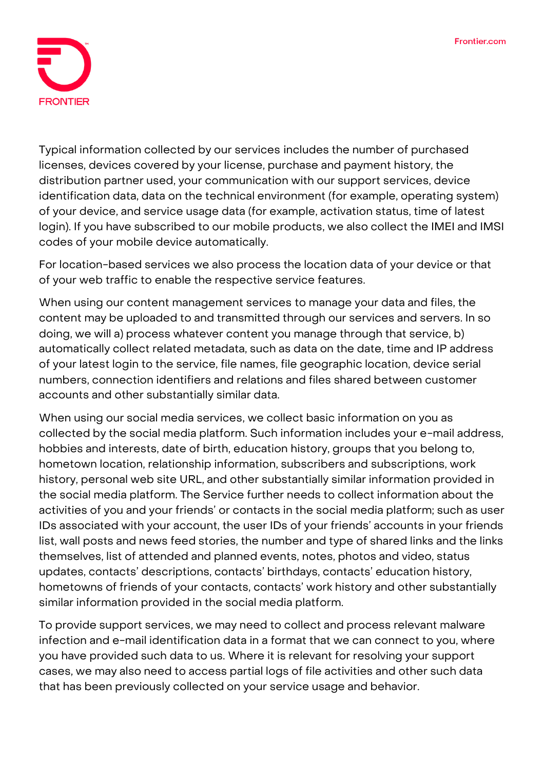Typical information collected by our services includes the number of purchased licenses, devices covered by your license, purchase and payment history, the distribution partner used, your communication with our support services, device identification data, data on the technical environment (for example, operating system) of your device, and service usage data (for example, activation status, time of latest login). If you have subscribed to our mobile products, we also collect the IMEI and IMSI codes of your mobile device automatically.

For location-based services we also process the location data of your device or that of your web traffic to enable the respective service features.

When using our content management services to manage your data and files, the content may be uploaded to and transmitted through our services and servers. In so doing, we will a) process whatever content you manage through that service, b) automatically collect related metadata, such as data on the date, time and IP address of your latest login to the service, file names, file geographic location, device serial numbers, connection identifiers and relations and files shared between customer accounts and other substantially similar data.

When using our social media services, we collect basic information on you as collected by the social media platform. Such information includes your e-mail address, hobbies and interests, date of birth, education history, groups that you belong to, hometown location, relationship information, subscribers and subscriptions, work history, personal web site URL, and other substantially similar information provided in the social media platform. The Service further needs to collect information about the activities of you and your friends' or contacts in the social media platform; such as user IDs associated with your account, the user IDs of your friends' accounts in your friends list, wall posts and news feed stories, the number and type of shared links and the links themselves, list of attended and planned events, notes, photos and video, status updates, contacts' descriptions, contacts' birthdays, contacts' education history, hometowns of friends of your contacts, contacts' work history and other substantially similar information provided in the social media platform.

To provide support services, we may need to collect and process relevant malware infection and e-mail identification data in a format that we can connect to you, where you have provided such data to us. Where it is relevant for resolving your support cases, we may also need to access partial logs of file activities and other such data that has been previously collected on your service usage and behavior.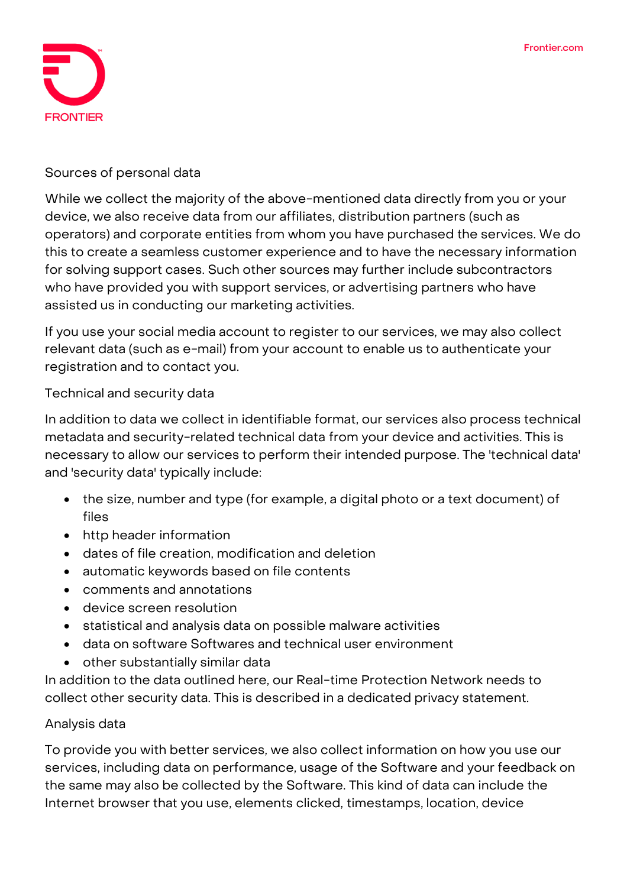## Sources of personal data

While we collect the majority of the above-mentioned data directly from you or your device, we also receive data from our affiliates, distribution partners (such as operators) and corporate entities from whom you have purchased the services. We do this to create a seamless customer experience and to have the necessary information for solving support cases. Such other sources may further include subcontractors who have provided you with support services, or advertising partners who have assisted us in conducting our marketing activities.

If you use your social media account to register to our services, we may also collect relevant data (such as e-mail) from your account to enable us to authenticate your registration and to contact you.

## Technical and security data

In addition to data we collect in identifiable format, our services also process technical metadata and security-related technical data from your device and activities. This is necessary to allow our services to perform their intended purpose. The 'technical data' and 'security data' typically include:

- the size, number and type (for example, a digital photo or a text document) of files
- http header information
- dates of file creation, modification and deletion
- automatic keywords based on file contents
- comments and annotations
- device screen resolution
- statistical and analysis data on possible malware activities
- data on software Softwares and technical user environment
- other substantially similar data

In addition to the data outlined here, our Real-time Protection Network needs to collect other security data. This is described in a dedicated privacy statement.

## Analysis data

To provide you with better services, we also collect information on how you use our services, including data on performance, usage of the Software and your feedback on the same may also be collected by the Software. This kind of data can include the Internet browser that you use, elements clicked, timestamps, location, device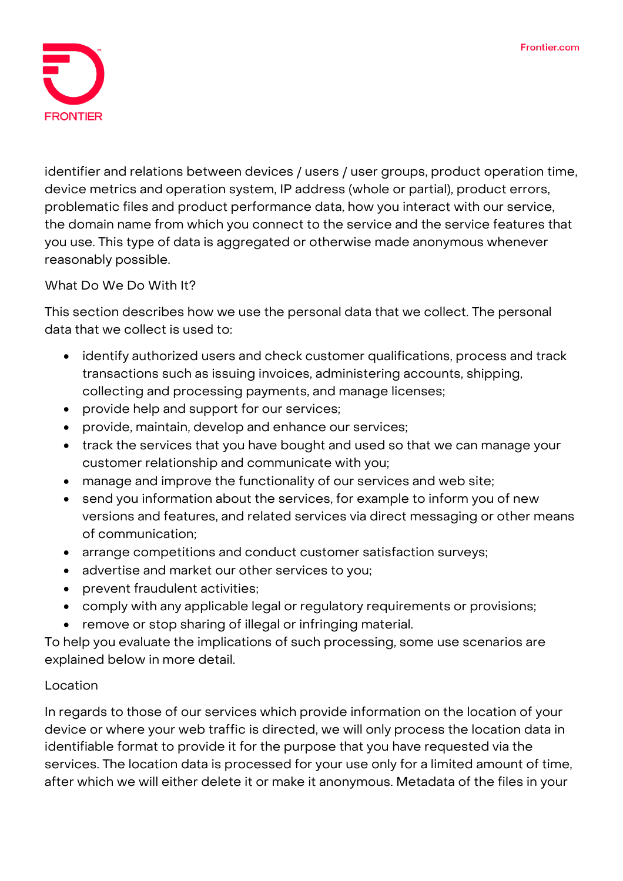identifier and relations between devices / users / user groups, product operation time, device metrics and operation system, IP address (whole or partial), product errors, problematic files and product performance data, how you interact with our service, the domain name from which you connect to the service and the service features that you use. This type of data is aggregated or otherwise made anonymous whenever reasonably possible.

## What Do We Do With It?

This section describes how we use the personal data that we collect. The personal data that we collect is used to:

- identify authorized users and check customer qualifications, process and track transactions such as issuing invoices, administering accounts, shipping, collecting and processing payments, and manage licenses;
- provide help and support for our services;
- provide, maintain, develop and enhance our services;
- track the services that you have bought and used so that we can manage your customer relationship and communicate with you;
- manage and improve the functionality of our services and web site;
- send you information about the services, for example to inform you of new versions and features, and related services via direct messaging or other means of communication;
- arrange competitions and conduct customer satisfaction surveys;
- advertise and market our other services to you;
- prevent fraudulent activities;
- comply with any applicable legal or regulatory requirements or provisions;
- remove or stop sharing of illegal or infringing material.

To help you evaluate the implications of such processing, some use scenarios are explained below in more detail.

### Location

In regards to those of our services which provide information on the location of your device or where your web traffic is directed, we will only process the location data in identifiable format to provide it for the purpose that you have requested via the services. The location data is processed for your use only for a limited amount of time, after which we will either delete it or make it anonymous. Metadata of the files in your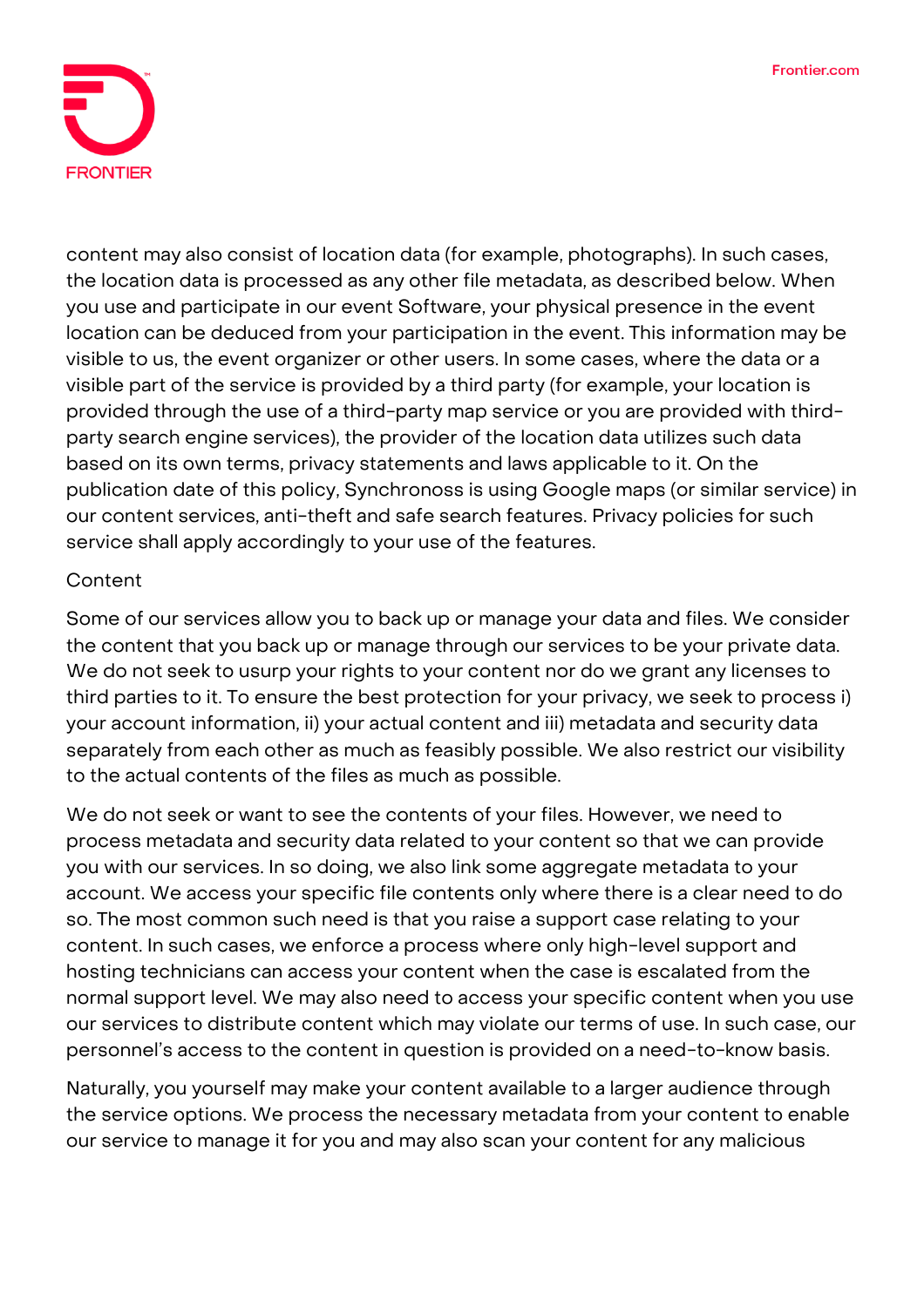content may also consist of location data (for example, photographs). In such cases, the location data is processed as any other file metadata, as described below. When you use and participate in our event Software, your physical presence in the event location can be deduced from your participation in the event. This information may be visible to us, the event organizer or other users. In some cases, where the data or a visible part of the service is provided by a third party (for example, your location is provided through the use of a third-party map service or you are provided with third-party search engine services), the provider of the location data utilizes such data based on its own terms, privacy statements and laws applicable to it. On the publication date of this policy, Synchronoss is using Google maps (or similar service) in our content services, anti-theft and safe search features. Privacy policies for such service shall apply accordingly to your use of the features.

Content

Some of our services allow you to back up or manage your data and files. We consider the content that you back up or manage through our services to be your private data. We do not seek to usurp your rights to your content nor do we grant any licenses to third parties to it. To ensure the best protection for your privacy, we seek to process i) your account information, ii) your actual content and iii) metadata and security data separately from each other as much as feasibly possible. We also restrict our visibility to the actual contents of the files as much as possible.

We do not seek or want to see the contents of your files. However, we need to process metadata and security data related to your content so that we can provide you with our services. In so doing, we also link some aggregate metadata to your account. We access your specific file contents only where there is a clear need to do so. The most common such need is that you raise a support case relating to your content. In such cases, we enforce a process where only high-level support and hosting technicians can access your content when the case is escalated from the normal support level. We may also need to access your specific content when you use our services to distribute content which may violate our terms of use. In such case, our personnel's access to the content in question is provided on a need-to-know basis.

Naturally, you yourself may make your content available to a larger audience through the service options. We process the necessary metadata from your content to enable our service to manage it for you and may also scan your content for any malicious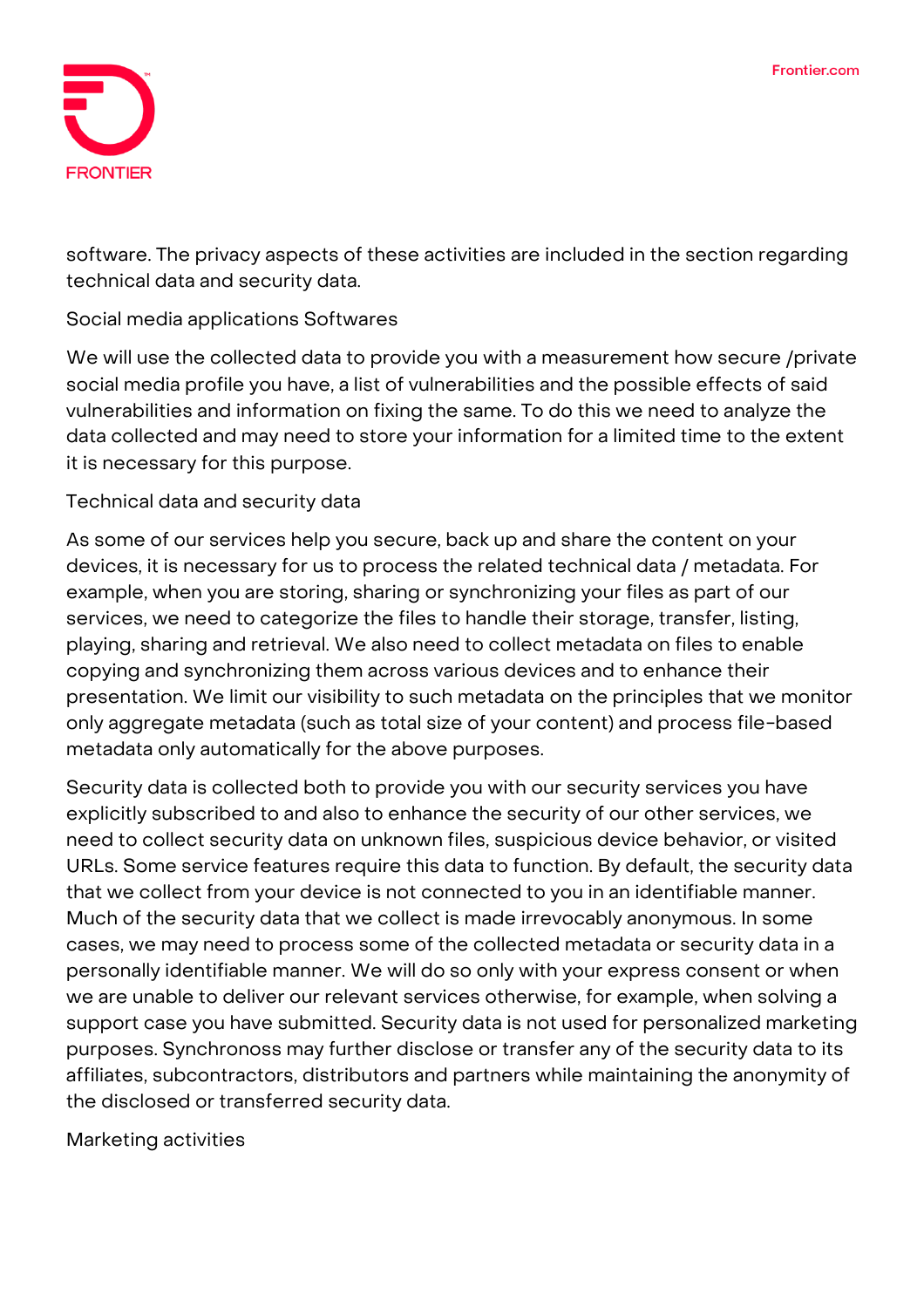software. The privacy aspects of these activities are included in the section regarding technical data and security data.

Social media applications Softwares

We will use the collected data to provide you with a measurement how secure /private social media profile you have, a list of vulnerabilities and the possible effects of said vulnerabilities and information on fixing the same. To do this we need to analyze the data collected and may need to store your information for a limited time to the extent it is necessary for this purpose.

Technical data and security data

As some of our services help you secure, back up and share the content on your devices, it is necessary for us to process the related technical data / metadata. For example, when you are storing, sharing or synchronizing your files as part of our services, we need to categorize the files to handle their storage, transfer, listing, playing, sharing and retrieval. We also need to collect metadata on files to enable copying and synchronizing them across various devices and to enhance their presentation. We limit our visibility to such metadata on the principles that we monitor only aggregate metadata (such as total size of your content) and process file-based metadata only automatically for the above purposes.

Security data is collected both to provide you with our security services you have explicitly subscribed to and also to enhance the security of our other services, we need to collect security data on unknown files, suspicious device behavior, or visited URLs. Some service features require this data to function. By default, the security data that we collect from your device is not connected to you in an identifiable manner. Much of the security data that we collect is made irrevocably anonymous. In some cases, we may need to process some of the collected metadata or security data in a personally identifiable manner. We will do so only with your express consent or when we are unable to deliver our relevant services otherwise, for example, when solving a support case you have submitted. Security data is not used for personalized marketing purposes. Synchronoss may further disclose or transfer any of the security data to its affiliates, subcontractors, distributors and partners while maintaining the anonymity of the disclosed or transferred security data.

Marketing activities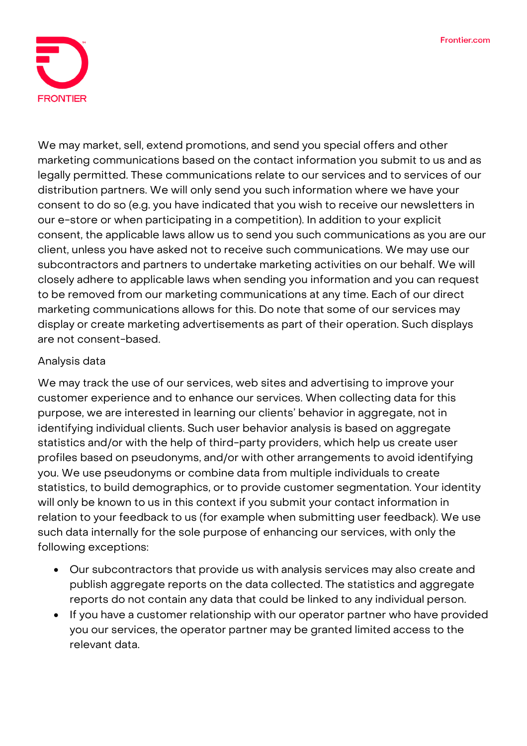We may market, sell, extend promotions, and send you special offers and other marketing communications based on the contact information you submit to us and as legally permitted. These communications relate to our services and to services of our distribution partners. We will only send you such information where we have your consent to do so (e.g. you have indicated that you wish to receive our newsletters in our e-store or when participating in a competition). In addition to your explicit consent, the applicable laws allow us to send you such communications as you are our client, unless you have asked not to receive such communications. We may use our subcontractors and partners to undertake marketing activities on our behalf. We will closely adhere to applicable laws when sending you information and you can request to be removed from our marketing communications at any time. Each of our direct marketing communications allows for this. Do note that some of our services may display or create marketing advertisements as part of their operation. Such displays are not consent-based.

Analysis data

We may track the use of our services, web sites and advertising to improve your customer experience and to enhance our services. When collecting data for this purpose, we are interested in learning our clients' behavior in aggregate, not in identifying individual clients. Such user behavior analysis is based on aggregate statistics and/or with the help of third-party providers, which help us create user profiles based on pseudonyms, and/or with other arrangements to avoid identifying you. We use pseudonyms or combine data from multiple individuals to create statistics, to build demographics, or to provide customer segmentation. Your identity will only be known to us in this context if you submit your contact information in relation to your feedback to us (for example when submitting user feedback). We use such data internally for the sole purpose of enhancing our services, with only the following exceptions:

- Our subcontractors that provide us with analysis services may also create and publish aggregate reports on the data collected. The statistics and aggregate reports do not contain any data that could be linked to any individual person.
- If you have a customer relationship with our operator partner who have provided you our services, the operator partner may be granted limited access to the relevant data.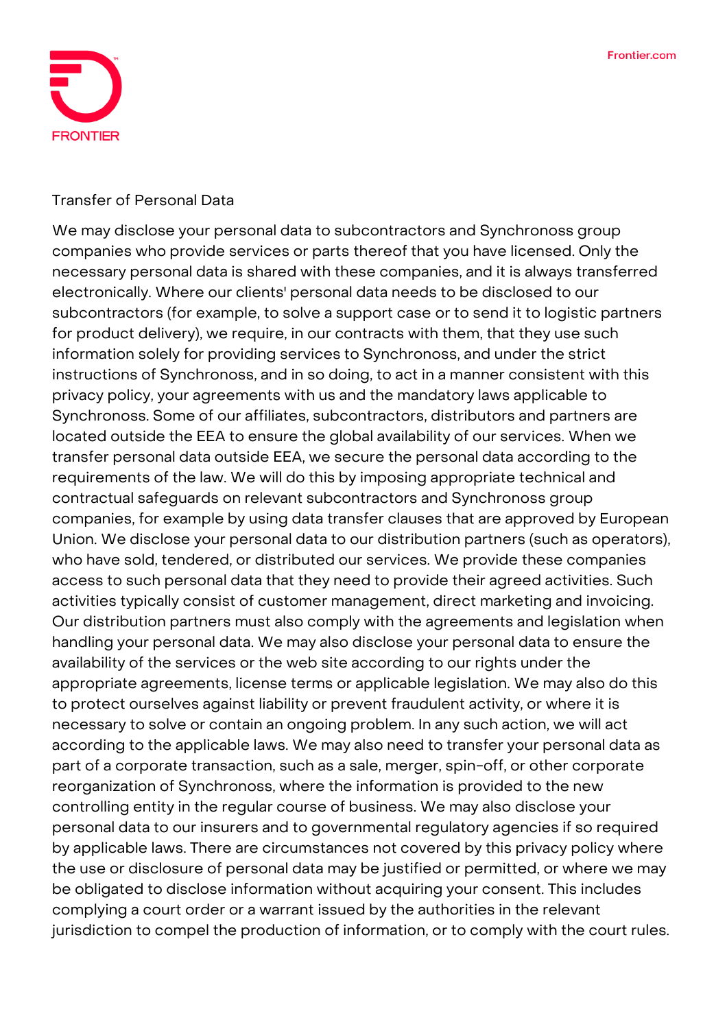## Transfer of Personal Data

We may disclose your personal data to subcontractors and Synchronoss group companies who provide services or parts thereof that you have licensed. Only the necessary personal data is shared with these companies, and it is always transferred electronically. Where our clients' personal data needs to be disclosed to our subcontractors (for example, to solve a support case or to send it to logistic partners for product delivery), we require, in our contracts with them, that they use such information solely for providing services to Synchronoss, and under the strict instructions of Synchronoss, and in so doing, to act in a manner consistent with this privacy policy, your agreements with us and the mandatory laws applicable to Synchronoss. Some of our affiliates, subcontractors, distributors and partners are located outside the EEA to ensure the global availability of our services. When we transfer personal data outside EEA, we secure the personal data according to the requirements of the law. We will do this by imposing appropriate technical and contractual safeguards on relevant subcontractors and Synchronoss group companies, for example by using data transfer clauses that are approved by European Union. We disclose your personal data to our distribution partners (such as operators), who have sold, tendered, or distributed our services. We provide these companies access to such personal data that they need to provide their agreed activities. Such activities typically consist of customer management, direct marketing and invoicing. Our distribution partners must also comply with the agreements and legislation when handling your personal data. We may also disclose your personal data to ensure the availability of the services or the web site according to our rights under the appropriate agreements, license terms or applicable legislation. We may also do this to protect ourselves against liability or prevent fraudulent activity, or where it is necessary to solve or contain an ongoing problem. In any such action, we will act according to the applicable laws. We may also need to transfer your personal data as part of a corporate transaction, such as a sale, merger, spin-off, or other corporate reorganization of Synchronoss, where the information is provided to the new controlling entity in the regular course of business. We may also disclose your personal data to our insurers and to governmental regulatory agencies if so required by applicable laws. There are circumstances not covered by this privacy policy where the use or disclosure of personal data may be justified or permitted, or where we may be obligated to disclose information without acquiring your consent. This includes complying a court order or a warrant issued by the authorities in the relevant jurisdiction to compel the production of information, or to comply with the court rules.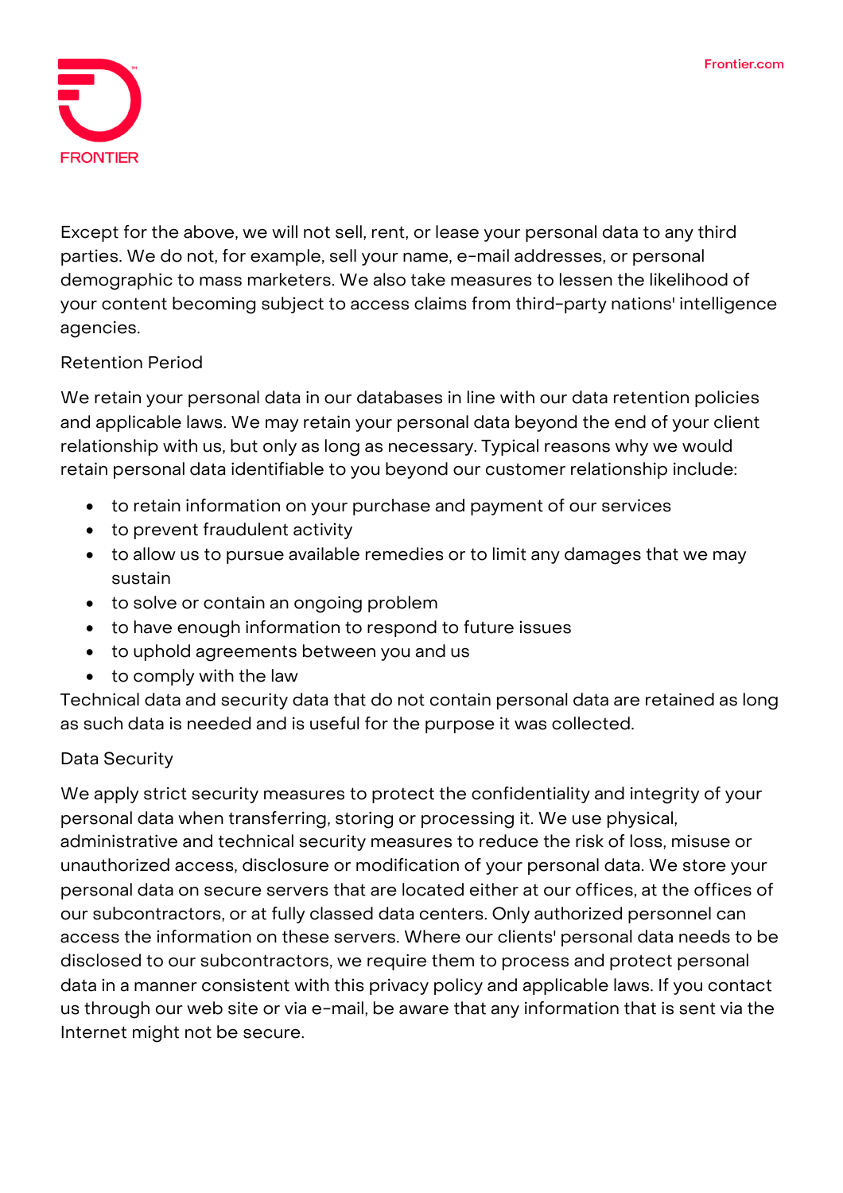Except for the above, we will not sell, rent, or lease your personal data to any third parties. We do not, for example, sell your name, e-mail addresses, or personal demographic to mass marketers. We also take measures to lessen the likelihood of your content becoming subject to access claims from third-party nations' intelligence agencies.

## Retention Period

We retain your personal data in our databases in line with our data retention policies and applicable laws. We may retain your personal data beyond the end of your client relationship with us, but only as long as necessary. Typical reasons why we would retain personal data identifiable to you beyond our customer relationship include:

- to retain information on your purchase and payment of our services
- to prevent fraudulent activity
- to allow us to pursue available remedies or to limit any damages that we may sustain
- to solve or contain an ongoing problem
- to have enough information to respond to future issues
- to uphold agreements between you and us
- to comply with the law

Technical data and security data that do not contain personal data are retained as long as such data is needed and is useful for the purpose it was collected.

## Data Security

We apply strict security measures to protect the confidentiality and integrity of your personal data when transferring, storing or processing it. We use physical, administrative and technical security measures to reduce the risk of loss, misuse or unauthorized access, disclosure or modification of your personal data. We store your personal data on secure servers that are located either at our offices, at the offices of our subcontractors, or at fully classed data centers. Only authorized personnel can access the information on these servers. Where our clients' personal data needs to be disclosed to our subcontractors, we require them to process and protect personal data in a manner consistent with this privacy policy and applicable laws. If you contact us through our web site or via e-mail, be aware that any information that is sent via the Internet might not be secure.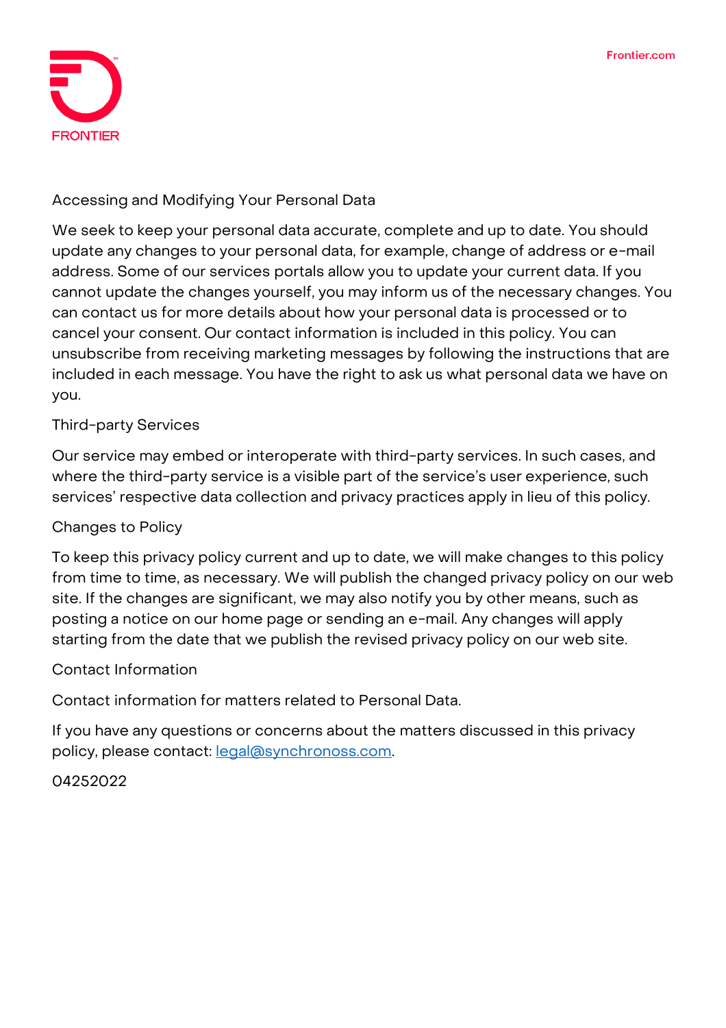## Accessing and Modifying Your Personal Data

We seek to keep your personal data accurate, complete and up to date. You should update any changes to your personal data, for example, change of address or e-mail address. Some of our services portals allow you to update your current data. If you cannot update the changes yourself, you may inform us of the necessary changes. You can contact us for more details about how your personal data is processed or to cancel your consent. Our contact information is included in this policy. You can unsubscribe from receiving marketing messages by following the instructions that are included in each message. You have the right to ask us what personal data we have on you.

## Third-party Services

Our service may embed or interoperate with third-party services. In such cases, and where the third-party service is a visible part of the service's user experience, such services' respective data collection and privacy practices apply in lieu of this policy.

## Changes to Policy

To keep this privacy policy current and up to date, we will make changes to this policy from time to time, as necessary. We will publish the changed privacy policy on our web site. If the changes are significant, we may also notify you by other means, such as posting a notice on our home page or sending an e-mail. Any changes will apply starting from the date that we publish the revised privacy policy on our web site.

## Contact Information

Contact information for matters related to Personal Data.

If you have any questions or concerns about the matters discussed in this privacy policy, please contact: legal@synchronoss.com.

04252022